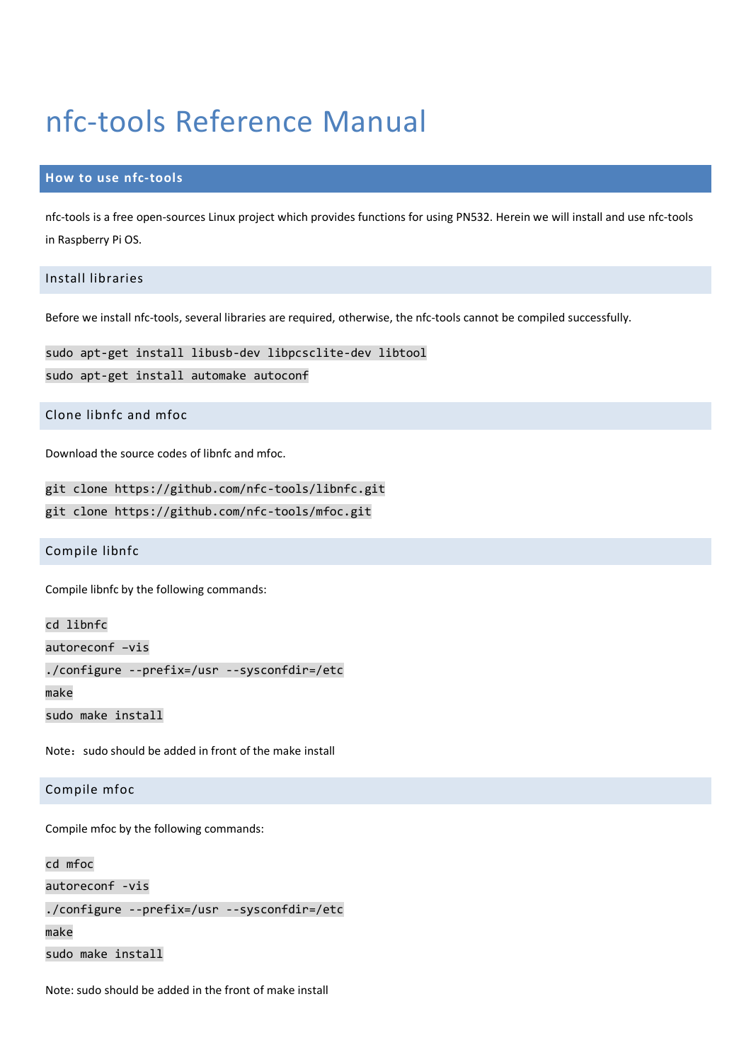# nfc-tools Reference Manual

## How to use nfc-tools

nfc-tools is a free open-sources Linux project which provides functions for using PN532. Herein we will install and use nfc-tools in Raspberry Pi OS.

### Install libraries

Before we install nfc-tools, several libraries are required, otherwise, the nfc-tools cannot be compiled successfully.

```
sudo apt-get install libusb-dev libpcsclite-dev libtool
sudo apt-get install automake autoconf
```

### Clone libnfc and mfoc

Download the source codes of libnfc and mfoc.

```
git clone https://github.com/nfc-tools/libnfc.git
git clone https://github.com/nfc-tools/mfoc.git
```

### Compile libnfc

Compile libnfc by the following commands:

```
cd libnfc
autoreconf -vis
./configure --prefix=/usr --sysconfdir=/etc
make
sudo make install
```

Note：sudo should be added in front of the make install

### Compile mfoc

Compile mfoc by the following commands:

```
cd mfoc
autoreconf -vis
./configure --prefix=/usr --sysconfdir=/etc
make
sudo make install
```

Note: sudo should be added in the front of make install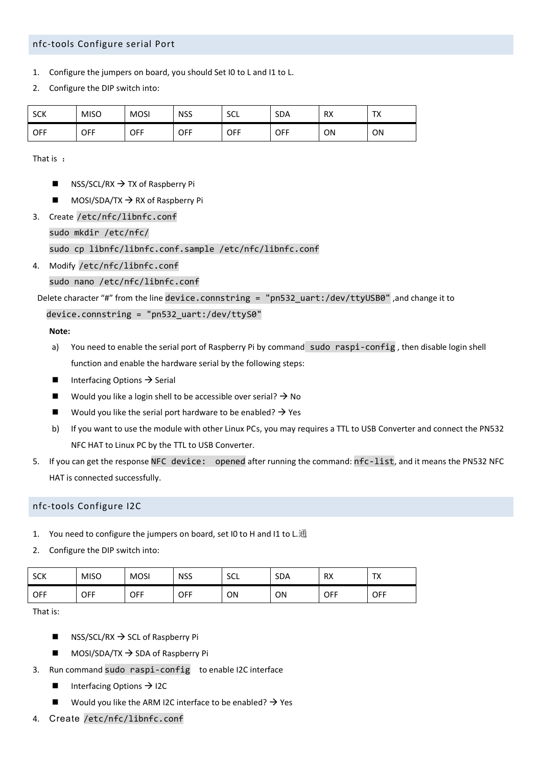## nfc-tools Configure serial Port

1. Configure the jumpers on board, you should Set I0 to L and I1 to L.
2. Configure the DIP switch into:

| SCK | MISO | MOSI | NSS | SCL | SDA | RX | TX |
|---|---|---|---|---|---|---|---|
| OFF | OFF | OFF | OFF | OFF | OFF | ON | ON |

That is ：

- NSS/SCL/RX → TX of Raspberry Pi
- MOSI/SDA/TX → RX of Raspberry Pi

3. Create `/etc/nfc/libnfc.conf`

   ```
   sudo mkdir /etc/nfc/
   sudo cp libnfc/libnfc.conf.sample /etc/nfc/libnfc.conf
   ```

4. Modify `/etc/nfc/libnfc.conf`

   ```
   sudo nano /etc/nfc/libnfc.conf
   ```

   Delete character "#" from the line `device.connstring = "pn532_uart:/dev/ttyUSB0"` ,and change it to

   ```
   device.connstring = "pn532_uart:/dev/ttyS0"
   ```

   **Note:**

   a) You need to enable the serial port of Raspberry Pi by command `sudo raspi-config`, then disable login shell function and enable the hardware serial by the following steps:

   - Interfacing Options → Serial
   - Would you like a login shell to be accessible over serial? → No
   - Would you like the serial port hardware to be enabled? → Yes

   b) If you want to use the module with other Linux PCs, you may requires a TTL to USB Converter and connect the PN532 NFC HAT to Linux PC by the TTL to USB Converter.

5. If you can get the response `NFC device: opened` after running the command: `nfc-list`, and it means the PN532 NFC HAT is connected successfully.

## nfc-tools Configure I2C

1. You need to configure the jumpers on board, set I0 to H and I1 to L.通
2. Configure the DIP switch into:

| SCK | MISO | MOSI | NSS | SCL | SDA | RX | TX |
|---|---|---|---|---|---|---|---|
| OFF | OFF | OFF | OFF | ON | ON | OFF | OFF |

That is:

- NSS/SCL/RX → SCL of Raspberry Pi
- MOSI/SDA/TX → SDA of Raspberry Pi

3. Run command `sudo raspi-config` to enable I2C interface

   - Interfacing Options → I2C
   - Would you like the ARM I2C interface to be enabled? → Yes

4. Create `/etc/nfc/libnfc.conf`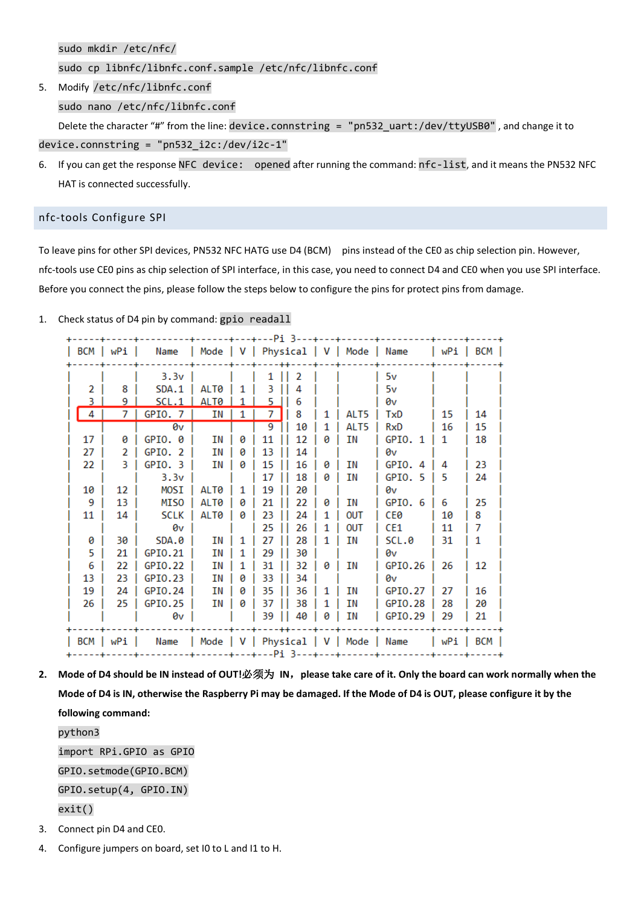sudo mkdir /etc/nfc/

sudo cp libnfc/libnfc.conf.sample /etc/nfc/libnfc.conf

5. Modify /etc/nfc/libnfc.conf

   sudo nano /etc/nfc/libnfc.conf

   Delete the character "#" from the line: device.connstring = "pn532_uart:/dev/ttyUSB0" , and change it to device.connstring = "pn532_i2c:/dev/i2c-1"

6. If you can get the response NFC device: opened after running the command: nfc-list, and it means the PN532 NFC HAT is connected successfully.

## nfc-tools Configure SPI

To leave pins for other SPI devices, PN532 NFC HATG use D4 (BCM) pins instead of the CE0 as chip selection pin. However, nfc-tools use CE0 pins as chip selection of SPI interface, in this case, you need to connect D4 and CE0 when you use SPI interface. Before you connect the pins, please follow the steps below to configure the pins for protect pins from damage.

1. Check status of D4 pin by command: gpio readall

```
 +-----+-----+---------+------+---+---Pi 3---+---+------+---------+-----+-----+
 | BCM | wPi |   Name  | Mode | V | Physical | V | Mode | Name    | wPi | BCM |
 +-----+-----+---------+------+---+----++----+---+------+---------+-----+-----+
 |     |     |    3.3v |      |   |  1 || 2  |   |      | 5v      |     |     |
 |   2 |   8 |   SDA.1 | ALT0 | 1 |  3 || 4  |   |      | 5v      |     |     |
 |   3 |   9 |   SCL.1 | ALT0 | 1 |  5 || 6  |   |      | 0v      |     |     |
 |   4 |   7 | GPIO. 7 |   IN | 1 |  7 || 8  | 1 | ALT5 | TxD     | 15  | 14  |
 |     |     |      0v |      |   |  9 || 10 | 1 | ALT5 | RxD     | 16  | 15  |
 |  17 |   0 | GPIO. 0 |   IN | 0 | 11 || 12 | 0 | IN   | GPIO. 1 | 1   | 18  |
 |  27 |   2 | GPIO. 2 |   IN | 0 | 13 || 14 |   |      | 0v      |     |     |
 |  22 |   3 | GPIO. 3 |   IN | 0 | 15 || 16 | 0 | IN   | GPIO. 4 | 4   | 23  |
 |     |     |    3.3v |      |   | 17 || 18 | 0 | IN   | GPIO. 5 | 5   | 24  |
 |  10 |  12 |    MOSI | ALT0 | 1 | 19 || 20 |   |      | 0v      |     |     |
 |   9 |  13 |    MISO | ALT0 | 0 | 21 || 22 | 0 | IN   | GPIO. 6 | 6   | 25  |
 |  11 |  14 |    SCLK | ALT0 | 0 | 23 || 24 | 1 | OUT  | CE0     | 10  | 8   |
 |     |     |      0v |      |   | 25 || 26 | 1 | OUT  | CE1     | 11  | 7   |
 |   0 |  30 |   SDA.0 |   IN | 1 | 27 || 28 | 1 | IN   | SCL.0   | 31  | 1   |
 |   5 |  21 | GPIO.21 |   IN | 1 | 29 || 30 |   |      | 0v      |     |     |
 |   6 |  22 | GPIO.22 |   IN | 1 | 31 || 32 | 0 | IN   | GPIO.26 | 26  | 12  |
 |  13 |  23 | GPIO.23 |   IN | 0 | 33 || 34 |   |      | 0v      |     |     |
 |  19 |  24 | GPIO.24 |   IN | 0 | 35 || 36 | 1 | IN   | GPIO.27 | 27  | 16  |
 |  26 |  25 | GPIO.25 |   IN | 0 | 37 || 38 | 1 | IN   | GPIO.28 | 28  | 20  |
 |     |     |      0v |      |   | 39 || 40 | 0 | IN   | GPIO.29 | 29  | 21  |
 +-----+-----+---------+------+---+----++----+---+------+---------+-----+-----+
 | BCM | wPi |   Name  | Mode | V | Physical | V | Mode | Name    | wPi | BCM |
 +-----+-----+---------+------+---+---Pi 3---+---+------+---------+-----+-----+
```

2. **Mode of D4 should be IN instead of OUT!必须为 IN，please take care of it. Only the board can work normally when the Mode of D4 is IN, otherwise the Raspberry Pi may be damaged. If the Mode of D4 is OUT, please configure it by the following command:**

   ```
   python3
   import RPi.GPIO as GPIO
   GPIO.setmode(GPIO.BCM)
   GPIO.setup(4, GPIO.IN)
   exit()
   ```

3. Connect pin D4 and CE0.
4. Configure jumpers on board, set I0 to L and I1 to H.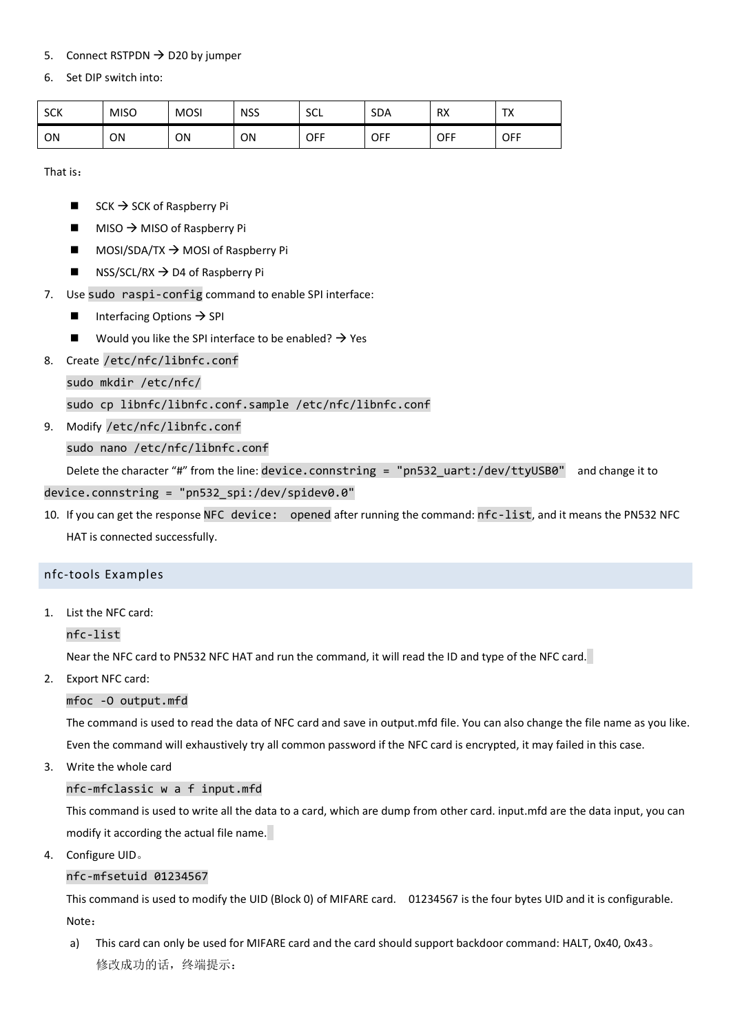5. Connect RSTPDN → D20 by jumper
6. Set DIP switch into:

| SCK | MISO | MOSI | NSS | SCL | SDA | RX | TX |
|---|---|---|---|---|---|---|---|
| ON | ON | ON | ON | OFF | OFF | OFF | OFF |

That is：

- SCK → SCK of Raspberry Pi
- MISO → MISO of Raspberry Pi
- MOSI/SDA/TX → MOSI of Raspberry Pi
- NSS/SCL/RX → D4 of Raspberry Pi

7. Use `sudo raspi-config` command to enable SPI interface:
   - Interfacing Options → SPI
   - Would you like the SPI interface to be enabled? → Yes
8. Create `/etc/nfc/libnfc.conf`

   `sudo mkdir /etc/nfc/`

   `sudo cp libnfc/libnfc.conf.sample /etc/nfc/libnfc.conf`
9. Modify `/etc/nfc/libnfc.conf`

   `sudo nano /etc/nfc/libnfc.conf`

   Delete the character "#" from the line: `device.connstring = "pn532_uart:/dev/ttyUSB0"` and change it to `device.connstring = "pn532_spi:/dev/spidev0.0"`
10. If you can get the response `NFC device:  opened` after running the command: `nfc-list`, and it means the PN532 NFC HAT is connected successfully.

## nfc-tools Examples

1. List the NFC card:

   `nfc-list`

   Near the NFC card to PN532 NFC HAT and run the command, it will read the ID and type of the NFC card.
2. Export NFC card:

   `mfoc -O output.mfd`

   The command is used to read the data of NFC card and save in output.mfd file. You can also change the file name as you like. Even the command will exhaustively try all common password if the NFC card is encrypted, it may failed in this case.
3. Write the whole card

   `nfc-mfclassic w a f input.mfd`

   This command is used to write all the data to a card, which are dump from other card. input.mfd are the data input, you can modify it according the actual file name.
4. Configure UID。

   `nfc-mfsetuid 01234567`

   This command is used to modify the UID (Block 0) of MIFARE card.  01234567 is the four bytes UID and it is configurable.

   Note：

   a) This card can only be used for MIFARE card and the card should support backdoor command: HALT, 0x40, 0x43。
      修改成功的话，终端提示：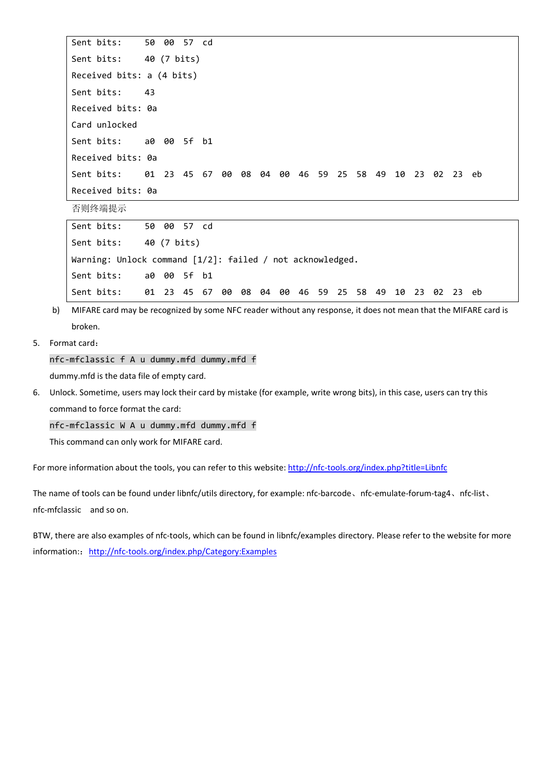```
Sent bits:     50  00  57  cd
Sent bits:     40 (7 bits)
Received bits: a (4 bits)
Sent bits:     43
Received bits: 0a
Card unlocked
Sent bits:     a0  00  5f  b1
Received bits: 0a
Sent bits:     01  23  45  67  00  08  04  00  46  59  25  58  49  10  23  02  23  eb
Received bits: 0a
```

否则终端提示

```
Sent bits:     50  00  57  cd
Sent bits:     40 (7 bits)
Warning: Unlock command [1/2]: failed / not acknowledged.
Sent bits:     a0  00  5f  b1
Sent bits:     01  23  45  67  00  08  04  00  46  59  25  58  49  10  23  02  23  eb
```

b) MIFARE card may be recognized by some NFC reader without any response, it does not mean that the MIFARE card is broken.

5. Format card：

   `nfc-mfclassic f A u dummy.mfd dummy.mfd f`

   dummy.mfd is the data file of empty card.

6. Unlock. Sometime, users may lock their card by mistake (for example, write wrong bits), in this case, users can try this command to force format the card:

   `nfc-mfclassic W A u dummy.mfd dummy.mfd f`

   This command can only work for MIFARE card.

For more information about the tools, you can refer to this website: [http://nfc-tools.org/index.php?title=Libnfc](http://nfc-tools.org/index.php?title=Libnfc)

The name of tools can be found under libnfc/utils directory, for example: nfc-barcode、nfc-emulate-forum-tag4、nfc-list、nfc-mfclassic and so on.

BTW, there are also examples of nfc-tools, which can be found in libnfc/examples directory. Please refer to the website for more information:：[http://nfc-tools.org/index.php/Category:Examples](http://nfc-tools.org/index.php/Category:Examples)